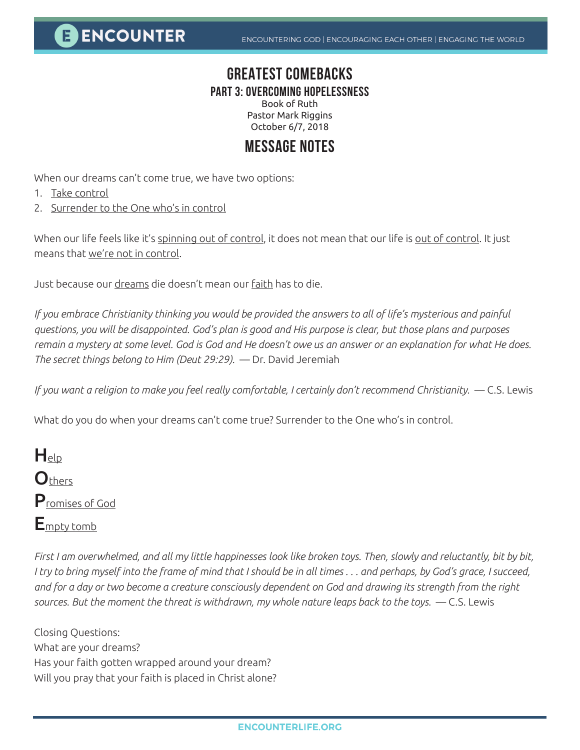# GREATEST COMEBACKS

## PART 3: OVERCOMING HOPELESSNESS

Book of Ruth
Pastor Mark Riggins
October 6/7, 2018

## MESSAGE NOTES

When our dreams can't come true, we have two options:

1. Take control
2. Surrender to the One who's in control

When our life feels like it's spinning out of control, it does not mean that our life is out of control. It just means that we're not in control.

Just because our dreams die doesn't mean our faith has to die.

*If you embrace Christianity thinking you would be provided the answers to all of life's mysterious and painful questions, you will be disappointed. God's plan is good and His purpose is clear, but those plans and purposes remain a mystery at some level. God is God and He doesn't owe us an answer or an explanation for what He does. The secret things belong to Him (Deut 29:29).* — Dr. David Jeremiah

*If you want a religion to make you feel really comfortable, I certainly don't recommend Christianity.* — C.S. Lewis

What do you do when your dreams can't come true? Surrender to the One who's in control.

**H**elp
**O**thers
**P**romises of God
**E**mpty tomb

*First I am overwhelmed, and all my little happinesses look like broken toys. Then, slowly and reluctantly, bit by bit, I try to bring myself into the frame of mind that I should be in all times . . . and perhaps, by God's grace, I succeed, and for a day or two become a creature consciously dependent on God and drawing its strength from the right sources. But the moment the threat is withdrawn, my whole nature leaps back to the toys.* — C.S. Lewis

Closing Questions:
What are your dreams?
Has your faith gotten wrapped around your dream?
Will you pray that your faith is placed in Christ alone?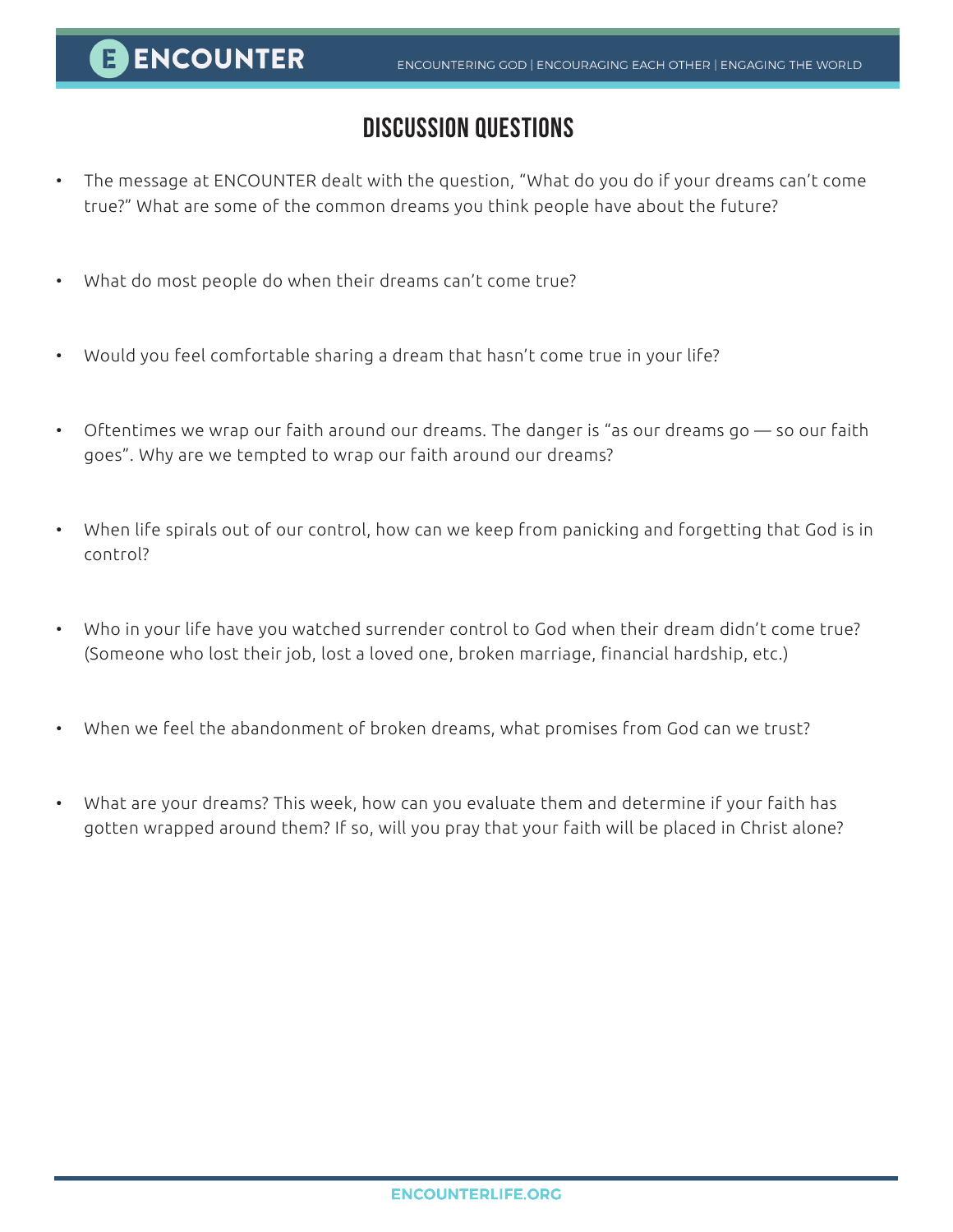# DISCUSSION QUESTIONS

- The message at ENCOUNTER dealt with the question, "What do you do if your dreams can't come true?" What are some of the common dreams you think people have about the future?
- What do most people do when their dreams can't come true?
- Would you feel comfortable sharing a dream that hasn't come true in your life?
- Oftentimes we wrap our faith around our dreams. The danger is "as our dreams go — so our faith goes". Why are we tempted to wrap our faith around our dreams?
- When life spirals out of our control, how can we keep from panicking and forgetting that God is in control?
- Who in your life have you watched surrender control to God when their dream didn't come true? (Someone who lost their job, lost a loved one, broken marriage, financial hardship, etc.)
- When we feel the abandonment of broken dreams, what promises from God can we trust?
- What are your dreams? This week, how can you evaluate them and determine if your faith has gotten wrapped around them? If so, will you pray that your faith will be placed in Christ alone?